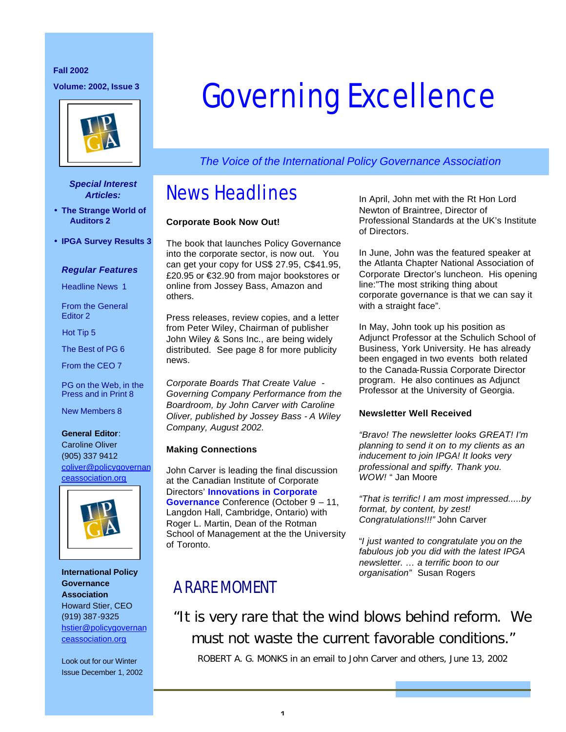Fall 2002

Volume: 2002, Issue 3

# Governing Excellence

*The Voice of the International Policy Governance Association*

***Special Interest Articles:***

- **The Strange World of Auditors 2**
- **IPGA Survey Results 3**

***Regular Features***

Headline News 1

From the General Editor 2

Hot Tip 5

The Best of PG 6

From the CEO 7

PG on the Web, in the Press and in Print 8

New Members 8

**General Editor**:
Caroline Oliver
(905) 337 9412
coliver@policygovernanceassociation.org

**International Policy Governance Association**
Howard Stier, CEO
(919) 387-9325
hstier@policygovernanceassociation.org

Look out for our Winter Issue December 1, 2002

## News Headlines

**Corporate Book Now Out!**

The book that launches Policy Governance into the corporate sector, is now out. You can get your copy for US$ 27.95, C$41.95, £20.95 or €32.90 from major bookstores or online from Jossey Bass, Amazon and others.

Press releases, review copies, and a letter from Peter Wiley, Chairman of publisher John Wiley & Sons Inc., are being widely distributed. See page 8 for more publicity news.

*Corporate Boards That Create Value - Governing Company Performance from the Boardroom, by John Carver with Caroline Oliver, published by Jossey Bass - A Wiley Company, August 2002.*

**Making Connections**

John Carver is leading the final discussion at the Canadian Institute of Corporate Directors' **Innovations in Corporate Governance** Conference (October 9 – 11, Langdon Hall, Cambridge, Ontario) with Roger L. Martin, Dean of the Rotman School of Management at the the University of Toronto.

In April, John met with the Rt Hon Lord Newton of Braintree, Director of Professional Standards at the UK's Institute of Directors.

In June, John was the featured speaker at the Atlanta Chapter National Association of Corporate Director's luncheon. His opening line:"The most striking thing about corporate governance is that we can say it with a straight face".

In May, John took up his position as Adjunct Professor at the Schulich School of Business, York University. He has already been engaged in two events both related to the Canada-Russia Corporate Director program. He also continues as Adjunct Professor at the University of Georgia.

**Newsletter Well Received**

*"Bravo! The newsletter looks GREAT! I'm planning to send it on to my clients as an inducement to join IPGA! It looks very professional and spiffy. Thank you. WOW!* " Jan Moore

*"That is terrific! I am most impressed.....by format, by content, by zest! Congratulations!!!"* John Carver

"*I just wanted to congratulate you on the fabulous job you did with the latest IPGA newsletter. … a terrific boon to our organisation"* Susan Rogers

## A RARE MOMENT

"It is very rare that the wind blows behind reform. We must not waste the current favorable conditions."

ROBERT A. G. MONKS in an email to John Carver and others, June 13, 2002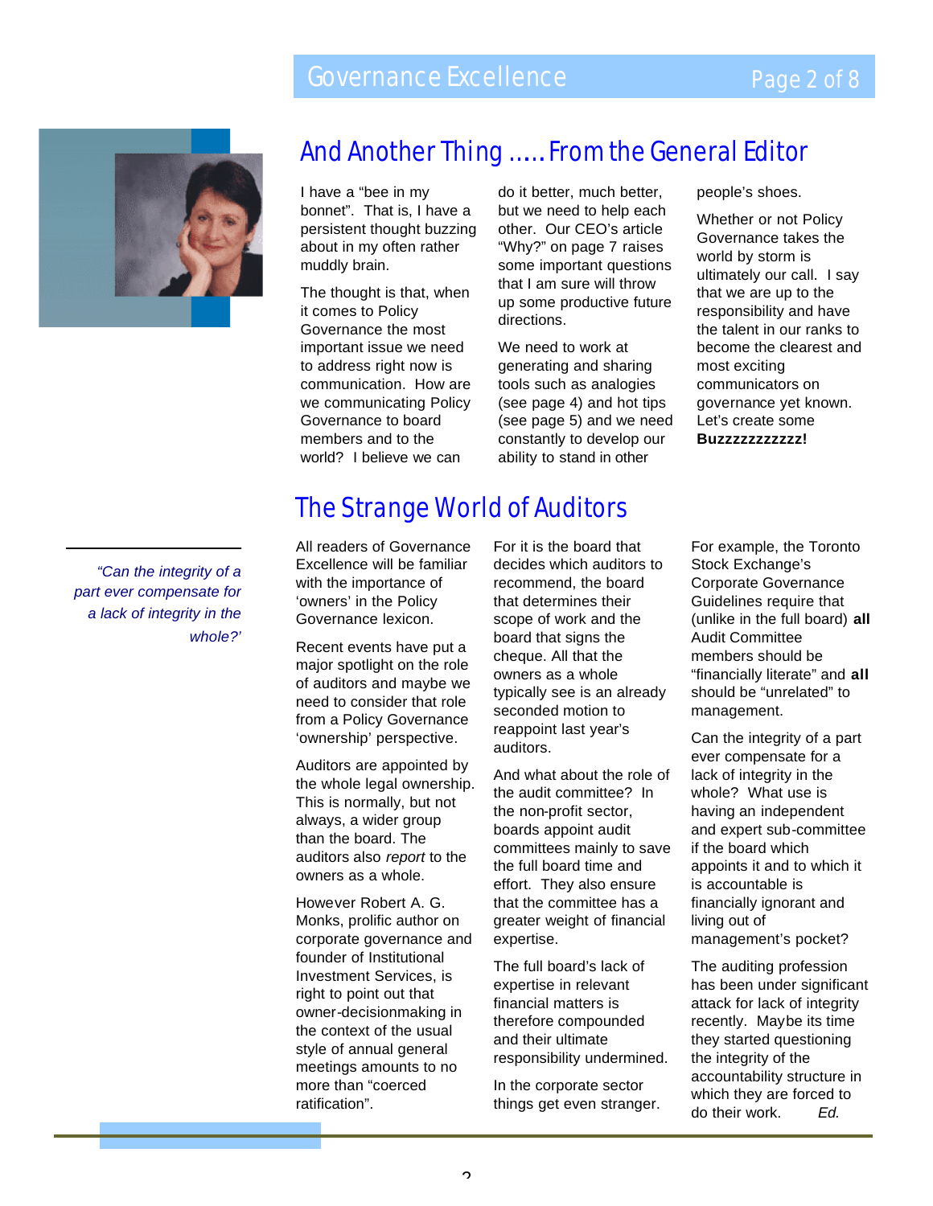## And Another Thing ..... From the General Editor

I have a "bee in my bonnet". That is, I have a persistent thought buzzing about in my often rather muddly brain.

The thought is that, when it comes to Policy Governance the most important issue we need to address right now is communication. How are we communicating Policy Governance to board members and to the world? I believe we can do it better, much better, but we need to help each other. Our CEO's article "Why?" on page 7 raises some important questions that I am sure will throw up some productive future directions.

We need to work at generating and sharing tools such as analogies (see page 4) and hot tips (see page 5) and we need constantly to develop our ability to stand in other people's shoes.

Whether or not Policy Governance takes the world by storm is ultimately our call. I say that we are up to the responsibility and have the talent in our ranks to become the clearest and most exciting communicators on governance yet known. Let's create some **Buzzzzzzzzzzz!**

## The Strange World of Auditors

*"Can the integrity of a part ever compensate for a lack of integrity in the whole?'*

All readers of Governance Excellence will be familiar with the importance of 'owners' in the Policy Governance lexicon.

Recent events have put a major spotlight on the role of auditors and maybe we need to consider that role from a Policy Governance 'ownership' perspective.

Auditors are appointed by the whole legal ownership. This is normally, but not always, a wider group than the board. The auditors also *report* to the owners as a whole.

However Robert A. G. Monks, prolific author on corporate governance and founder of Institutional Investment Services, is right to point out that owner-decisionmaking in the context of the usual style of annual general meetings amounts to no more than "coerced ratification".

For it is the board that decides which auditors to recommend, the board that determines their scope of work and the board that signs the cheque. All that the owners as a whole typically see is an already seconded motion to reappoint last year's auditors.

And what about the role of the audit committee? In the non-profit sector, boards appoint audit committees mainly to save the full board time and effort. They also ensure that the committee has a greater weight of financial expertise.

The full board's lack of expertise in relevant financial matters is therefore compounded and their ultimate responsibility undermined.

In the corporate sector things get even stranger.

For example, the Toronto Stock Exchange's Corporate Governance Guidelines require that (unlike in the full board) **all** Audit Committee members should be "financially literate" and **all** should be "unrelated" to management.

Can the integrity of a part ever compensate for a lack of integrity in the whole? What use is having an independent and expert sub-committee if the board which appoints it and to which it is accountable is financially ignorant and living out of management's pocket?

The auditing profession has been under significant attack for lack of integrity recently. Maybe its time they started questioning the integrity of the accountability structure in which they are forced to do their work. *Ed.*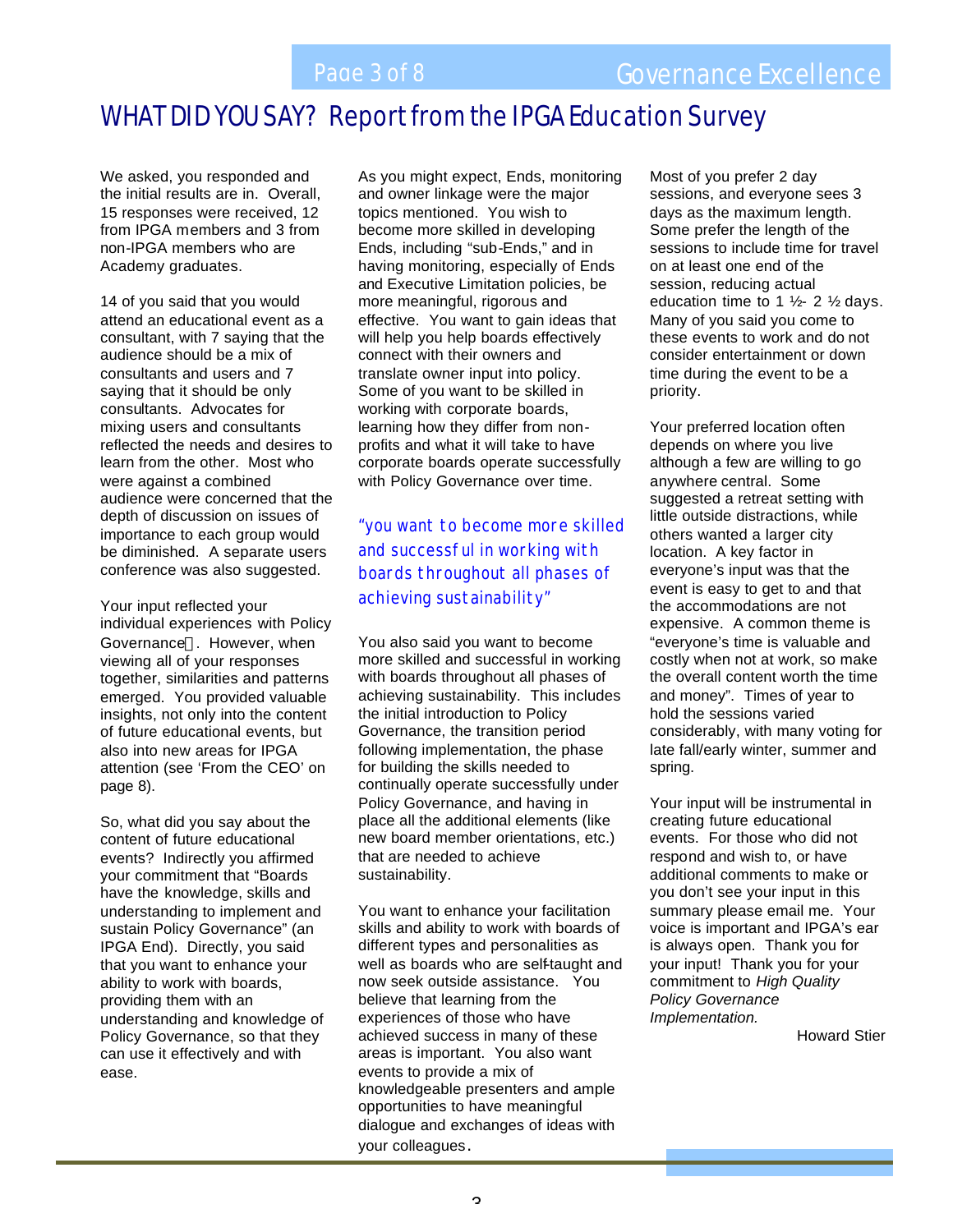# WHAT DID YOU SAY? Report from the IPGA Education Survey

We asked, you responded and the initial results are in. Overall, 15 responses were received, 12 from IPGA members and 3 from non-IPGA members who are Academy graduates.

14 of you said that you would attend an educational event as a consultant, with 7 saying that the audience should be a mix of consultants and users and 7 saying that it should be only consultants. Advocates for mixing users and consultants reflected the needs and desires to learn from the other. Most who were against a combined audience were concerned that the depth of discussion on issues of importance to each group would be diminished. A separate users conference was also suggested.

Your input reflected your individual experiences with Policy Governance. However, when viewing all of your responses together, similarities and patterns emerged. You provided valuable insights, not only into the content of future educational events, but also into new areas for IPGA attention (see 'From the CEO' on page 8).

So, what did you say about the content of future educational events? Indirectly you affirmed your commitment that "Boards have the knowledge, skills and understanding to implement and sustain Policy Governance" (an IPGA End). Directly, you said that you want to enhance your ability to work with boards, providing them with an understanding and knowledge of Policy Governance, so that they can use it effectively and with ease.

As you might expect, Ends, monitoring and owner linkage were the major topics mentioned. You wish to become more skilled in developing Ends, including "sub-Ends," and in having monitoring, especially of Ends and Executive Limitation policies, be more meaningful, rigorous and effective. You want to gain ideas that will help you help boards effectively connect with their owners and translate owner input into policy. Some of you want to be skilled in working with corporate boards, learning how they differ from non-profits and what it will take to have corporate boards operate successfully with Policy Governance over time.

> "you want to become more skilled and successful in working with boards throughout all phases of achieving sustainability"

You also said you want to become more skilled and successful in working with boards throughout all phases of achieving sustainability. This includes the initial introduction to Policy Governance, the transition period following implementation, the phase for building the skills needed to continually operate successfully under Policy Governance, and having in place all the additional elements (like new board member orientations, etc.) that are needed to achieve sustainability.

You want to enhance your facilitation skills and ability to work with boards of different types and personalities as well as boards who are self-taught and now seek outside assistance. You believe that learning from the experiences of those who have achieved success in many of these areas is important. You also want events to provide a mix of knowledgeable presenters and ample opportunities to have meaningful dialogue and exchanges of ideas with your colleagues.

Most of you prefer 2 day sessions, and everyone sees 3 days as the maximum length. Some prefer the length of the sessions to include time for travel on at least one end of the session, reducing actual education time to 1 ½- 2 ½ days. Many of you said you come to these events to work and do not consider entertainment or down time during the event to be a priority.

Your preferred location often depends on where you live although a few are willing to go anywhere central. Some suggested a retreat setting with little outside distractions, while others wanted a larger city location. A key factor in everyone's input was that the event is easy to get to and that the accommodations are not expensive. A common theme is "everyone's time is valuable and costly when not at work, so make the overall content worth the time and money". Times of year to hold the sessions varied considerably, with many voting for late fall/early winter, summer and spring.

Your input will be instrumental in creating future educational events. For those who did not respond and wish to, or have additional comments to make or you don't see your input in this summary please email me. Your voice is important and IPGA's ear is always open. Thank you for your input! Thank you for your commitment to *High Quality Policy Governance Implementation.*

Howard Stier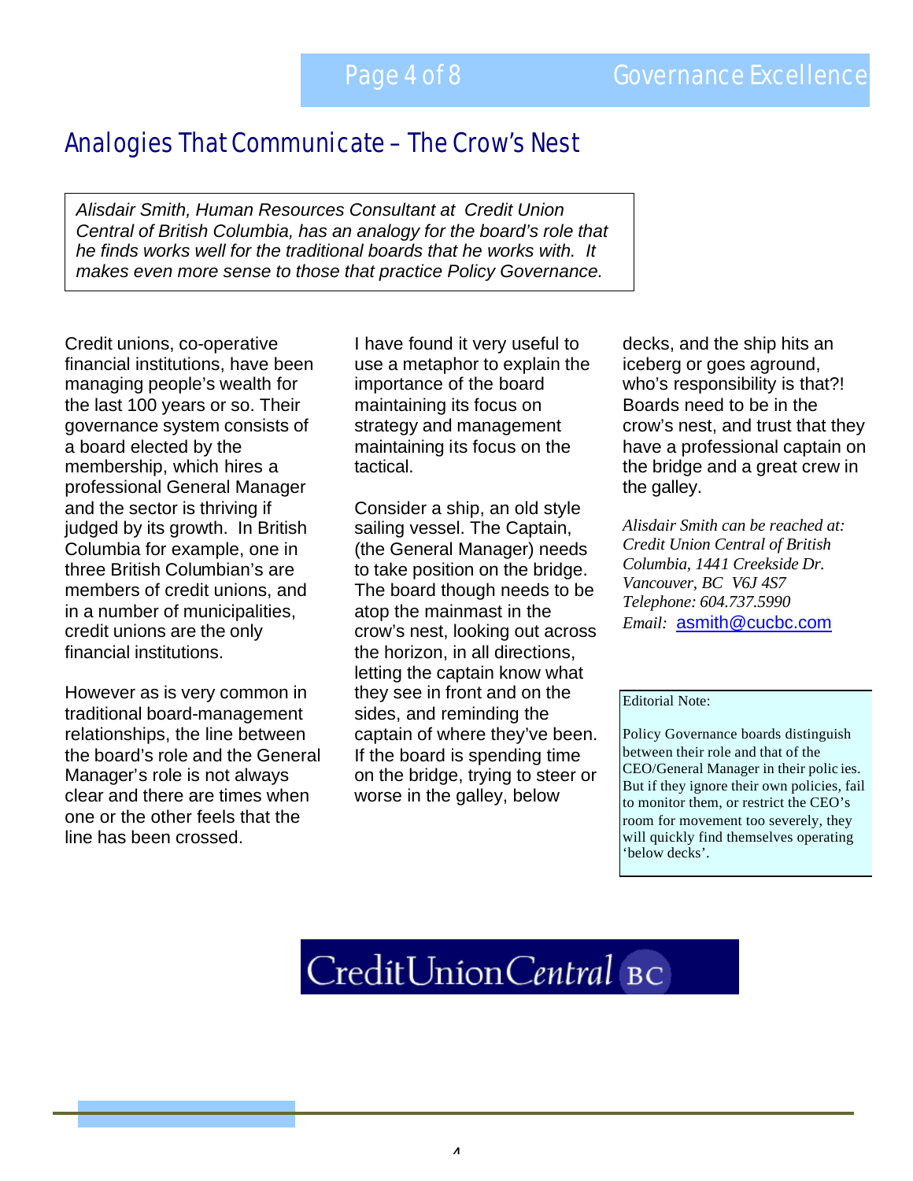## Analogies That Communicate – The Crow's Nest

*Alisdair Smith, Human Resources Consultant at Credit Union Central of British Columbia, has an analogy for the board's role that he finds works well for the traditional boards that he works with. It makes even more sense to those that practice Policy Governance.*

Credit unions, co-operative financial institutions, have been managing people's wealth for the last 100 years or so. Their governance system consists of a board elected by the membership, which hires a professional General Manager and the sector is thriving if judged by its growth. In British Columbia for example, one in three British Columbian's are members of credit unions, and in a number of municipalities, credit unions are the only financial institutions.

However as is very common in traditional board-management relationships, the line between the board's role and the General Manager's role is not always clear and there are times when one or the other feels that the line has been crossed.

I have found it very useful to use a metaphor to explain the importance of the board maintaining its focus on strategy and management maintaining its focus on the tactical.

Consider a ship, an old style sailing vessel. The Captain, (the General Manager) needs to take position on the bridge. The board though needs to be atop the mainmast in the crow's nest, looking out across the horizon, in all directions, letting the captain know what they see in front and on the sides, and reminding the captain of where they've been. If the board is spending time on the bridge, trying to steer or worse in the galley, below decks, and the ship hits an iceberg or goes aground, who's responsibility is that?! Boards need to be in the crow's nest, and trust that they have a professional captain on the bridge and a great crew in the galley.

*Alisdair Smith can be reached at: Credit Union Central of British Columbia, 1441 Creekside Dr. Vancouver, BC V6J 4S7*
*Telephone: 604.737.5990*
*Email:* asmith@cucbc.com

Editorial Note:

Policy Governance boards distinguish between their role and that of the CEO/General Manager in their policies. But if they ignore their own policies, fail to monitor them, or restrict the CEO's room for movement too severely, they will quickly find themselves operating 'below decks'.

CreditUnionCentral BC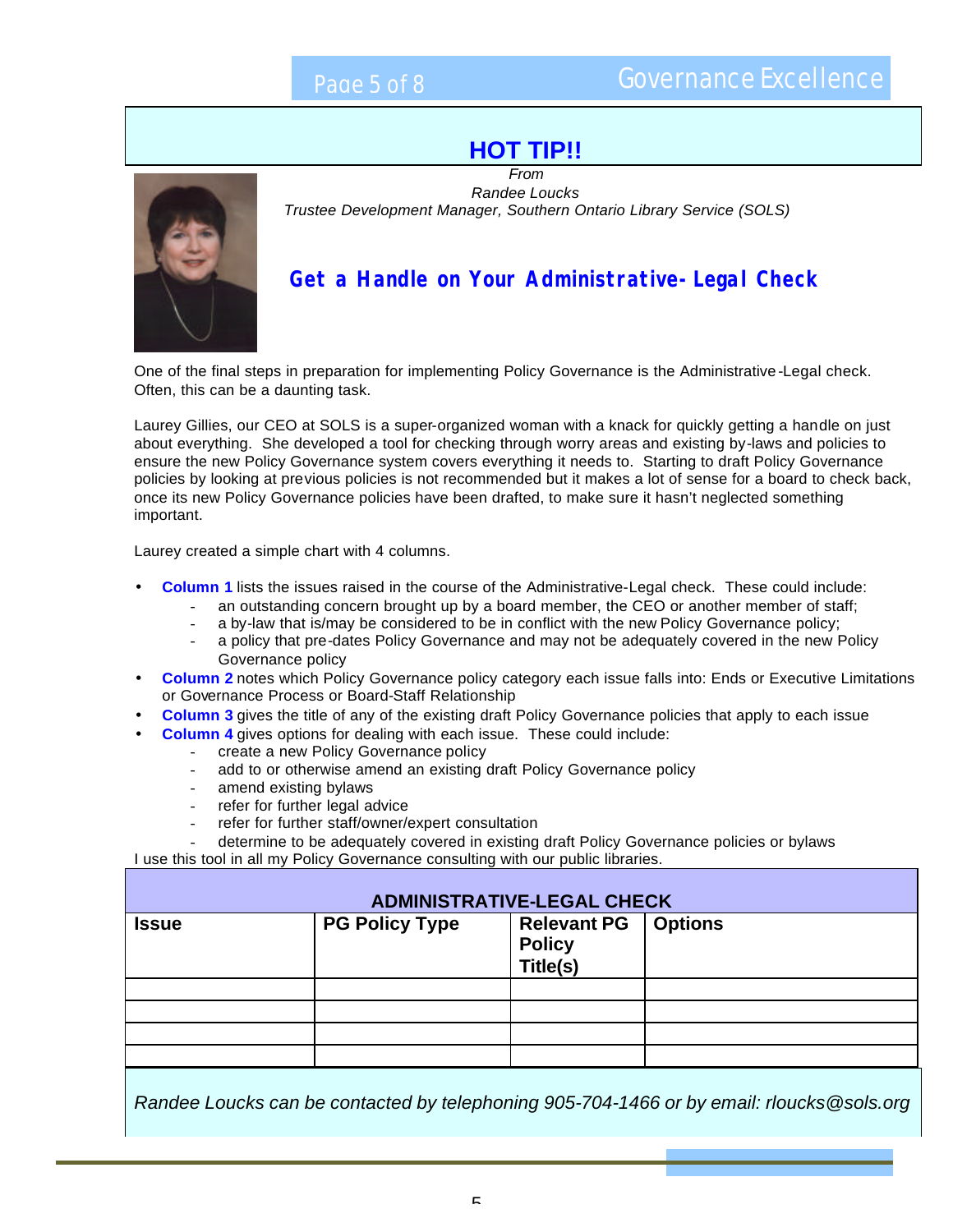## HOT TIP!!

*From*
*Randee Loucks*
*Trustee Development Manager, Southern Ontario Library Service (SOLS)*

### Get a Handle on Your Administrative-Legal Check

One of the final steps in preparation for implementing Policy Governance is the Administrative-Legal check. Often, this can be a daunting task.

Laurey Gillies, our CEO at SOLS is a super-organized woman with a knack for quickly getting a handle on just about everything. She developed a tool for checking through worry areas and existing by-laws and policies to ensure the new Policy Governance system covers everything it needs to. Starting to draft Policy Governance policies by looking at previous policies is not recommended but it makes a lot of sense for a board to check back, once its new Policy Governance policies have been drafted, to make sure it hasn't neglected something important.

Laurey created a simple chart with 4 columns.

- **Column 1** lists the issues raised in the course of the Administrative-Legal check. These could include:
  - an outstanding concern brought up by a board member, the CEO or another member of staff;
  - a by-law that is/may be considered to be in conflict with the new Policy Governance policy;
  - a policy that pre-dates Policy Governance and may not be adequately covered in the new Policy Governance policy
- **Column 2** notes which Policy Governance policy category each issue falls into: Ends or Executive Limitations or Governance Process or Board-Staff Relationship
- **Column 3** gives the title of any of the existing draft Policy Governance policies that apply to each issue
- **Column 4** gives options for dealing with each issue. These could include:
  - create a new Policy Governance policy
  - add to or otherwise amend an existing draft Policy Governance policy
  - amend existing bylaws
  - refer for further legal advice
  - refer for further staff/owner/expert consultation
  - determine to be adequately covered in existing draft Policy Governance policies or bylaws

I use this tool in all my Policy Governance consulting with our public libraries.

**ADMINISTRATIVE-LEGAL CHECK**

| Issue | PG Policy Type | Relevant PG Policy Title(s) | Options |
|---|---|---|---|
| | | | |
| | | | |
| | | | |
| | | | |

*Randee Loucks can be contacted by telephoning 905-704-1466 or by email: rloucks@sols.org*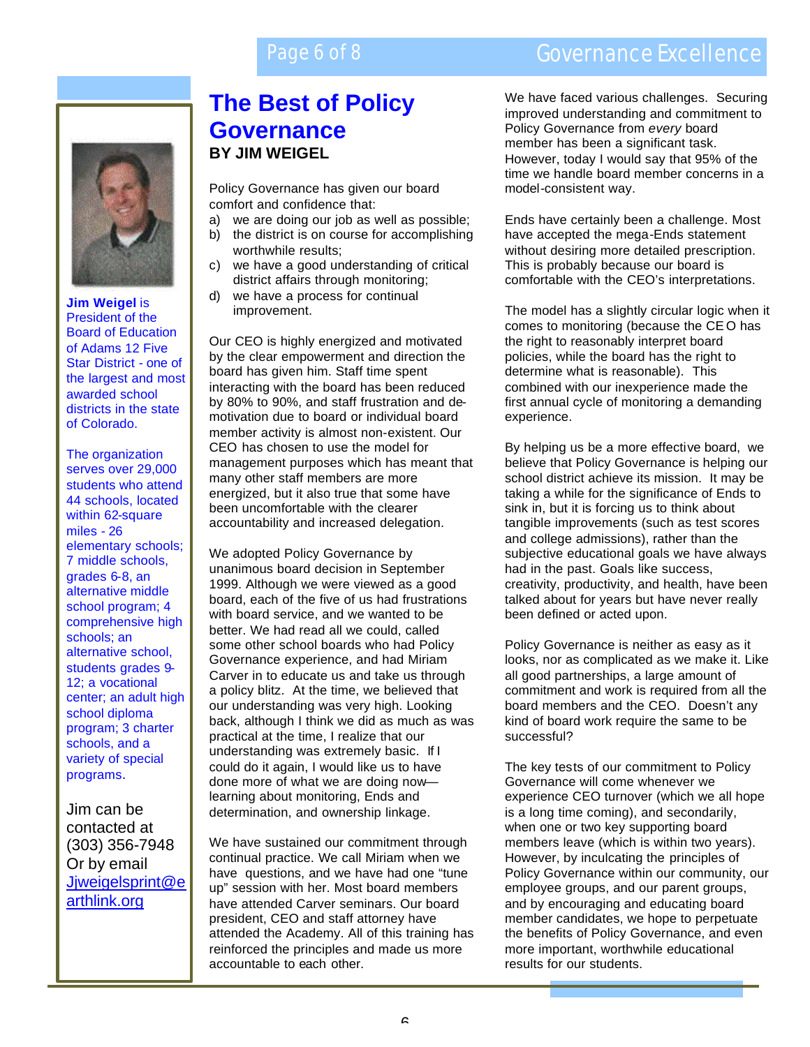# The Best of Policy Governance

**BY JIM WEIGEL**

Policy Governance has given our board comfort and confidence that:

a) we are doing our job as well as possible;
b) the district is on course for accomplishing worthwhile results;
c) we have a good understanding of critical district affairs through monitoring;
d) we have a process for continual improvement.

Our CEO is highly energized and motivated by the clear empowerment and direction the board has given him. Staff time spent interacting with the board has been reduced by 80% to 90%, and staff frustration and demotivation due to board or individual board member activity is almost non-existent. Our CEO has chosen to use the model for management purposes which has meant that many other staff members are more energized, but it also true that some have been uncomfortable with the clearer accountability and increased delegation.

We adopted Policy Governance by unanimous board decision in September 1999. Although we were viewed as a good board, each of the five of us had frustrations with board service, and we wanted to be better. We had read all we could, called some other school boards who had Policy Governance experience, and had Miriam Carver in to educate us and take us through a policy blitz. At the time, we believed that our understanding was very high. Looking back, although I think we did as much as was practical at the time, I realize that our understanding was extremely basic. If I could do it again, I would like us to have done more of what we are doing now—learning about monitoring, Ends and determination, and ownership linkage.

We have sustained our commitment through continual practice. We call Miriam when we have questions, and we have had one "tune up" session with her. Most board members have attended Carver seminars. Our board president, CEO and staff attorney have attended the Academy. All of this training has reinforced the principles and made us more accountable to each other.

We have faced various challenges. Securing improved understanding and commitment to Policy Governance from *every* board member has been a significant task. However, today I would say that 95% of the time we handle board member concerns in a model-consistent way.

Ends have certainly been a challenge. Most have accepted the mega-Ends statement without desiring more detailed prescription. This is probably because our board is comfortable with the CEO's interpretations.

The model has a slightly circular logic when it comes to monitoring (because the CEO has the right to reasonably interpret board policies, while the board has the right to determine what is reasonable). This combined with our inexperience made the first annual cycle of monitoring a demanding experience.

By helping us be a more effective board, we believe that Policy Governance is helping our school district achieve its mission. It may be taking a while for the significance of Ends to sink in, but it is forcing us to think about tangible improvements (such as test scores and college admissions), rather than the subjective educational goals we have always had in the past. Goals like success, creativity, productivity, and health, have been talked about for years but have never really been defined or acted upon.

Policy Governance is neither as easy as it looks, nor as complicated as we make it. Like all good partnerships, a large amount of commitment and work is required from all the board members and the CEO. Doesn't any kind of board work require the same to be successful?

The key tests of our commitment to Policy Governance will come whenever we experience CEO turnover (which we all hope is a long time coming), and secondarily, when one or two key supporting board members leave (which is within two years). However, by inculcating the principles of Policy Governance within our community, our employee groups, and our parent groups, and by encouraging and educating board member candidates, we hope to perpetuate the benefits of Policy Governance, and even more important, worthwhile educational results for our students.

---

**Jim Weigel** is President of the Board of Education of Adams 12 Five Star District - one of the largest and most awarded school districts in the state of Colorado.

The organization serves over 29,000 students who attend 44 schools, located within 62-square miles - 26 elementary schools; 7 middle schools, grades 6-8, an alternative middle school program; 4 comprehensive high schools; an alternative school, students grades 9-12; a vocational center; an adult high school diploma program; 3 charter schools, and a variety of special programs.

Jim can be contacted at (303) 356-7948 Or by email Jjweigelsprint@earthlink.org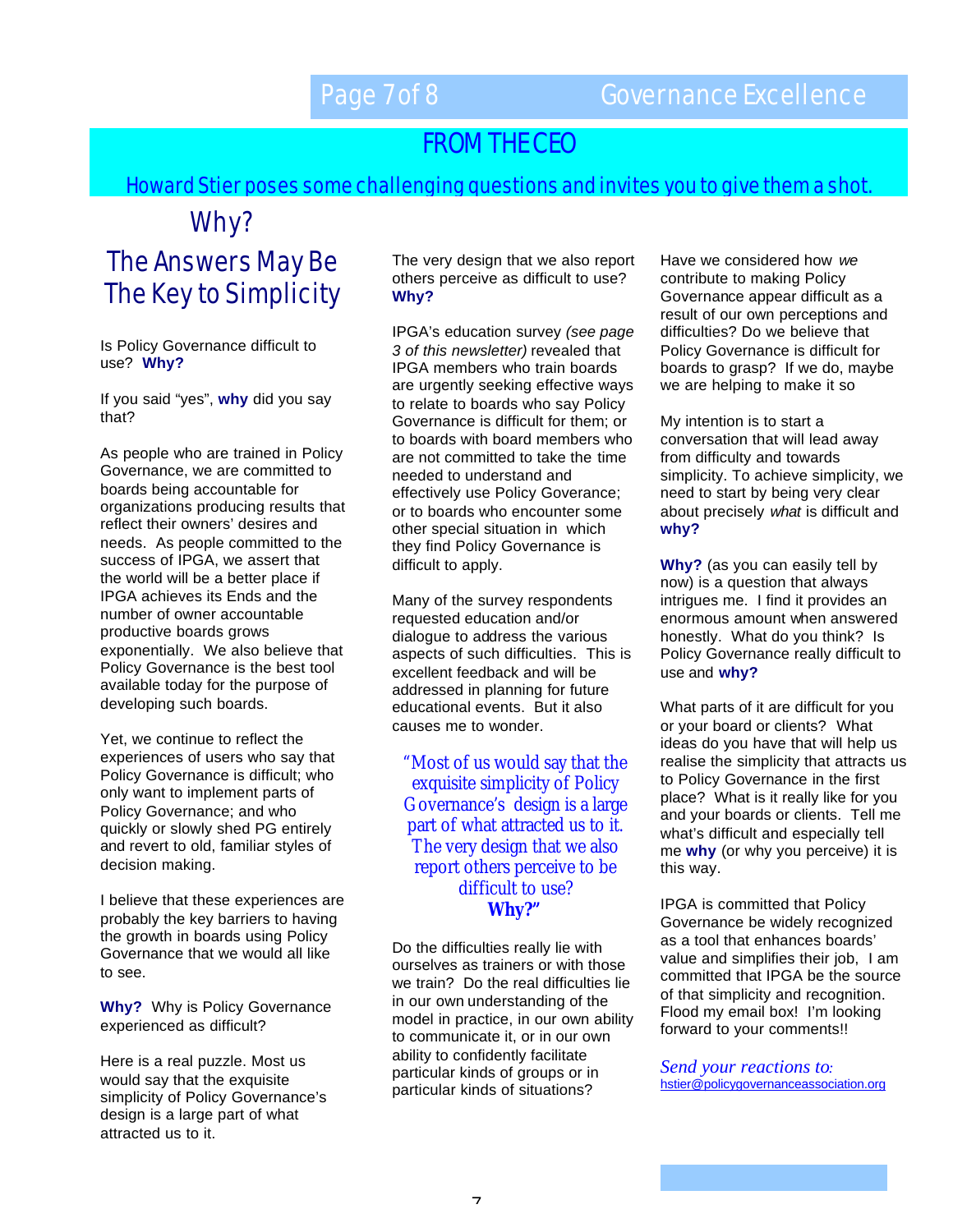## FROM THE CEO

Howard Stier poses some challenging questions and invites you to give them a shot.

# Why?

# The Answers May Be The Key to Simplicity

Is Policy Governance difficult to use? **Why?**

If you said "yes", **why** did you say that?

As people who are trained in Policy Governance, we are committed to boards being accountable for organizations producing results that reflect their owners' desires and needs. As people committed to the success of IPGA, we assert that the world will be a better place if IPGA achieves its Ends and the number of owner accountable productive boards grows exponentially. We also believe that Policy Governance is the best tool available today for the purpose of developing such boards.

Yet, we continue to reflect the experiences of users who say that Policy Governance is difficult; who only want to implement parts of Policy Governance; and who quickly or slowly shed PG entirely and revert to old, familiar styles of decision making.

I believe that these experiences are probably the key barriers to having the growth in boards using Policy Governance that we would all like to see.

**Why?** Why is Policy Governance experienced as difficult?

Here is a real puzzle. Most us would say that the exquisite simplicity of Policy Governance's design is a large part of what attracted us to it. The very design that we also report others perceive as difficult to use? **Why?**

IPGA's education survey *(see page 3 of this newsletter)* revealed that IPGA members who train boards are urgently seeking effective ways to relate to boards who say Policy Governance is difficult for them; or to boards with board members who are not committed to take the time needed to understand and effectively use Policy Goverance; or to boards who encounter some other special situation in which they find Policy Governance is difficult to apply.

Many of the survey respondents requested education and/or dialogue to address the various aspects of such difficulties. This is excellent feedback and will be addressed in planning for future educational events. But it also causes me to wonder.

> "Most of us would say that the exquisite simplicity of Policy Governance's design is a large part of what attracted us to it. The very design that we also report others perceive to be difficult to use? **Why?**"

Do the difficulties really lie with ourselves as trainers or with those we train? Do the real difficulties lie in our own understanding of the model in practice, in our own ability to communicate it, or in our own ability to confidently facilitate particular kinds of groups or in particular kinds of situations?

Have we considered how *we* contribute to making Policy Governance appear difficult as a result of our own perceptions and difficulties? Do we believe that Policy Governance is difficult for boards to grasp? If we do, maybe we are helping to make it so

My intention is to start a conversation that will lead away from difficulty and towards simplicity. To achieve simplicity, we need to start by being very clear about precisely *what* is difficult and **why?**

**Why?** (as you can easily tell by now) is a question that always intrigues me. I find it provides an enormous amount when answered honestly. What do you think? Is Policy Governance really difficult to use and **why?**

What parts of it are difficult for you or your board or clients? What ideas do you have that will help us realise the simplicity that attracts us to Policy Governance in the first place? What is it really like for you and your boards or clients. Tell me what's difficult and especially tell me **why** (or why you perceive) it is this way.

IPGA is committed that Policy Governance be widely recognized as a tool that enhances boards' value and simplifies their job, I am committed that IPGA be the source of that simplicity and recognition. Flood my email box! I'm looking forward to your comments!!

*Send your reactions to:*
hstier@policygovernanceassociation.org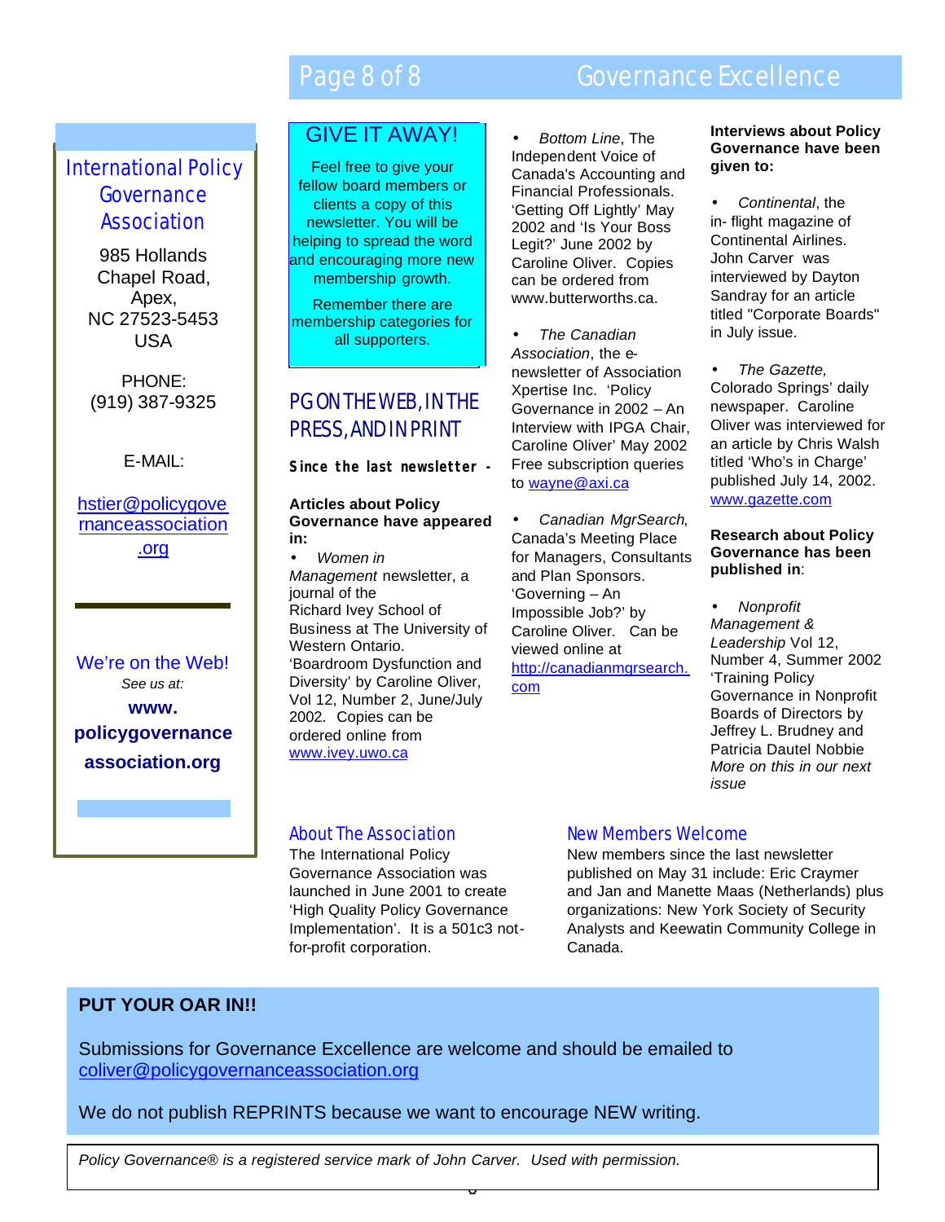## International Policy Governance Association

985 Hollands Chapel Road,
Apex,
NC 27523-5453
USA

PHONE:
(919) 387-9325

E-MAIL:

hstier@policygovernanceassociation.org

We're on the Web!
*See us at:*
**www.policygovernanceassociation.org**

## GIVE IT AWAY!

Feel free to give your fellow board members or clients a copy of this newsletter. You will be helping to spread the word and encouraging more new membership growth.

Remember there are membership categories for all supporters.

## PG ON THE WEB, IN THE PRESS, AND IN PRINT

**Since the last newsletter -**

**Articles about Policy Governance have appeared in:**

- *Women in Management* newsletter, a journal of the Richard Ivey School of Business at The University of Western Ontario. 'Boardroom Dysfunction and Diversity' by Caroline Oliver, Vol 12, Number 2, June/July 2002. Copies can be ordered online from www.ivey.uwo.ca
- *Bottom Line*, The Independent Voice of Canada's Accounting and Financial Professionals. 'Getting Off Lightly' May 2002 and 'Is Your Boss Legit?' June 2002 by Caroline Oliver. Copies can be ordered from www.butterworths.ca.
- *The Canadian Association*, the e-newsletter of Association Xpertise Inc. 'Policy Governance in 2002 – An Interview with IPGA Chair, Caroline Oliver' May 2002 Free subscription queries to wayne@axi.ca
- *Canadian MgrSearch*, Canada's Meeting Place for Managers, Consultants and Plan Sponsors. 'Governing – An Impossible Job?' by Caroline Oliver. Can be viewed online at http://canadianmgrsearch.com

**Interviews about Policy Governance have been given to:**

- *Continental*, the in- flight magazine of Continental Airlines. John Carver was interviewed by Dayton Sandray for an article titled "Corporate Boards" in July issue.
- *The Gazette,* Colorado Springs' daily newspaper. Caroline Oliver was interviewed for an article by Chris Walsh titled 'Who's in Charge' published July 14, 2002. www.gazette.com

**Research about Policy Governance has been published in**:

- *Nonprofit Management & Leadership* Vol 12, Number 4, Summer 2002 'Training Policy Governance in Nonprofit Boards of Directors by Jeffrey L. Brudney and Patricia Dautel Nobbie *More on this in our next issue*

## About The Association

The International Policy Governance Association was launched in June 2001 to create 'High Quality Policy Governance Implementation'. It is a 501c3 not-for-profit corporation.

## New Members Welcome

New members since the last newsletter published on May 31 include: Eric Craymer and Jan and Manette Maas (Netherlands) plus organizations: New York Society of Security Analysts and Keewatin Community College in Canada.

**PUT YOUR OAR IN!!**

Submissions for Governance Excellence are welcome and should be emailed to colliver@policygovernanceassociation.org

We do not publish REPRINTS because we want to encourage NEW writing.

*Policy Governance® is a registered service mark of John Carver. Used with permission.*